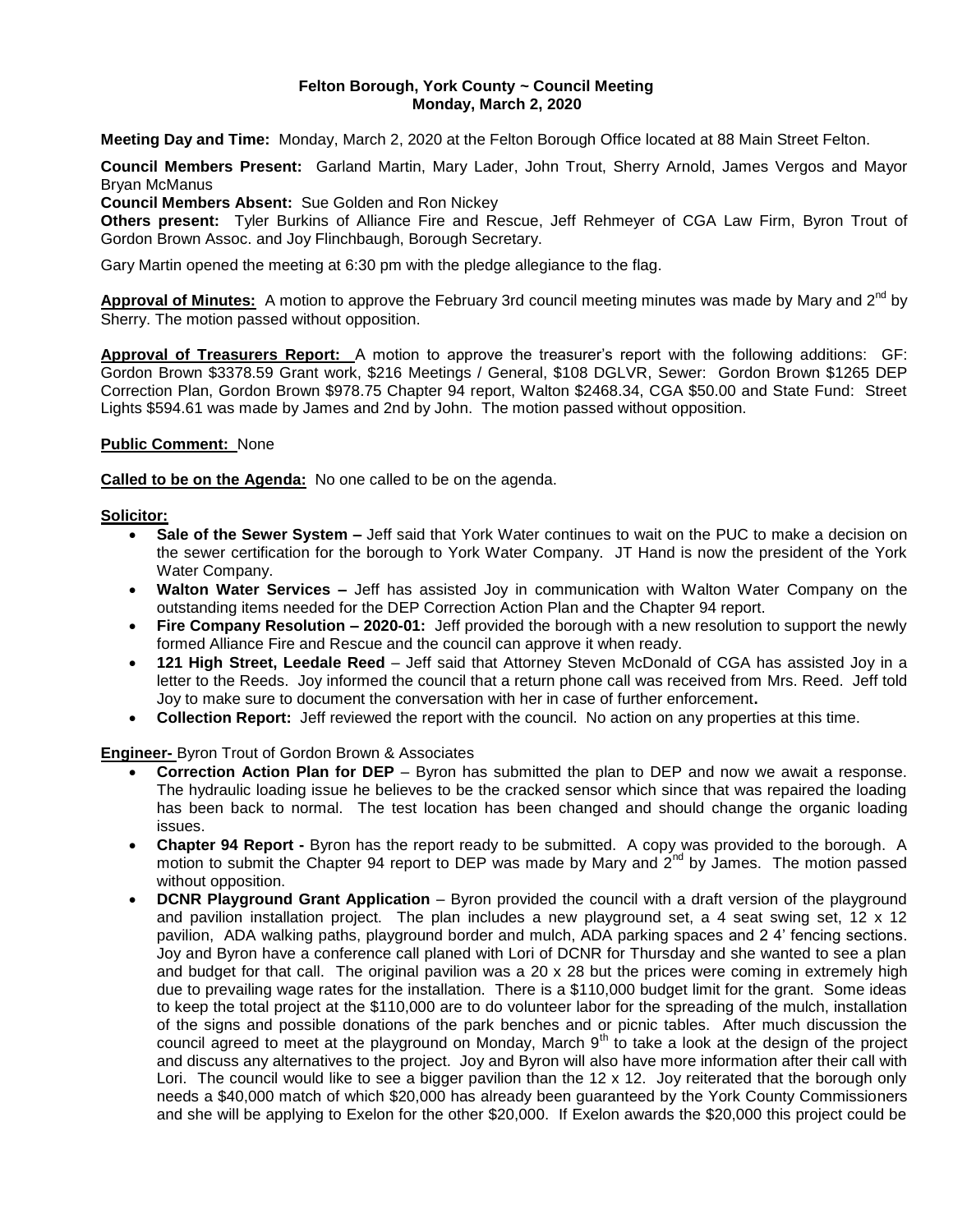**Felton Borough, York County ~ Council Meeting**
**Monday, March 2, 2020**

**Meeting Day and Time:** Monday, March 2, 2020 at the Felton Borough Office located at 88 Main Street Felton.

**Council Members Present:** Garland Martin, Mary Lader, John Trout, Sherry Arnold, James Vergos and Mayor Bryan McManus

**Council Members Absent:** Sue Golden and Ron Nickey

**Others present:** Tyler Burkins of Alliance Fire and Rescue, Jeff Rehmeyer of CGA Law Firm, Byron Trout of Gordon Brown Assoc. and Joy Flinchbaugh, Borough Secretary.

Gary Martin opened the meeting at 6:30 pm with the pledge allegiance to the flag.

**Approval of Minutes:** A motion to approve the February 3rd council meeting minutes was made by Mary and 2nd by Sherry. The motion passed without opposition.

**Approval of Treasurers Report:** A motion to approve the treasurer's report with the following additions: GF: Gordon Brown $3378.59 Grant work, $216 Meetings / General, $108 DGLVR, Sewer: Gordon Brown $1265 DEP Correction Plan, Gordon Brown $978.75 Chapter 94 report, Walton $2468.34, CGA $50.00 and State Fund: Street Lights $594.61 was made by James and 2nd by John. The motion passed without opposition.

**Public Comment:** None

**Called to be on the Agenda:** No one called to be on the agenda.

**Solicitor:**

- **Sale of the Sewer System –** Jeff said that York Water continues to wait on the PUC to make a decision on the sewer certification for the borough to York Water Company. JT Hand is now the president of the York Water Company.
- **Walton Water Services –** Jeff has assisted Joy in communication with Walton Water Company on the outstanding items needed for the DEP Correction Action Plan and the Chapter 94 report.
- **Fire Company Resolution – 2020-01:** Jeff provided the borough with a new resolution to support the newly formed Alliance Fire and Rescue and the council can approve it when ready.
- **121 High Street, Leedale Reed** – Jeff said that Attorney Steven McDonald of CGA has assisted Joy in a letter to the Reeds. Joy informed the council that a return phone call was received from Mrs. Reed. Jeff told Joy to make sure to document the conversation with her in case of further enforcement**.**
- **Collection Report:** Jeff reviewed the report with the council. No action on any properties at this time.

**Engineer-** Byron Trout of Gordon Brown & Associates

- **Correction Action Plan for DEP** – Byron has submitted the plan to DEP and now we await a response. The hydraulic loading issue he believes to be the cracked sensor which since that was repaired the loading has been back to normal. The test location has been changed and should change the organic loading issues.
- **Chapter 94 Report -** Byron has the report ready to be submitted. A copy was provided to the borough. A motion to submit the Chapter 94 report to DEP was made by Mary and 2nd by James. The motion passed without opposition.
- **DCNR Playground Grant Application** – Byron provided the council with a draft version of the playground and pavilion installation project. The plan includes a new playground set, a 4 seat swing set, 12 x 12 pavilion, ADA walking paths, playground border and mulch, ADA parking spaces and 2 4' fencing sections. Joy and Byron have a conference call planed with Lori of DCNR for Thursday and she wanted to see a plan and budget for that call. The original pavilion was a 20 x 28 but the prices were coming in extremely high due to prevailing wage rates for the installation. There is a $110,000 budget limit for the grant. Some ideas to keep the total project at the $110,000 are to do volunteer labor for the spreading of the mulch, installation of the signs and possible donations of the park benches and or picnic tables. After much discussion the council agreed to meet at the playground on Monday, March 9th to take a look at the design of the project and discuss any alternatives to the project. Joy and Byron will also have more information after their call with Lori. The council would like to see a bigger pavilion than the 12 x 12. Joy reiterated that the borough only needs a $40,000 match of which $20,000 has already been guaranteed by the York County Commissioners and she will be applying to Exelon for the other $20,000. If Exelon awards the $20,000 this project could be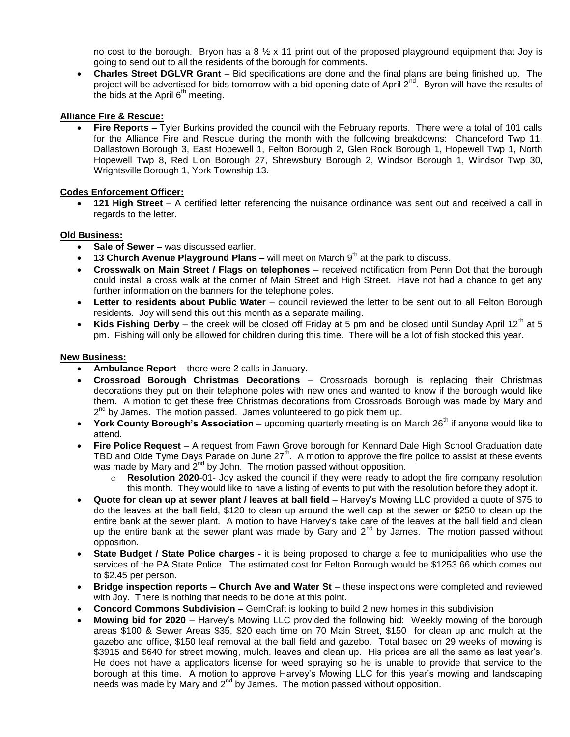no cost to the borough. Bryon has a 8 ½ x 11 print out of the proposed playground equipment that Joy is going to send out to all the residents of the borough for comments.

- **Charles Street DGLVR Grant** – Bid specifications are done and the final plans are being finished up. The project will be advertised for bids tomorrow with a bid opening date of April 2nd. Byron will have the results of the bids at the April 6th meeting.

**Alliance Fire & Rescue:**

- **Fire Reports –** Tyler Burkins provided the council with the February reports. There were a total of 101 calls for the Alliance Fire and Rescue during the month with the following breakdowns: Chanceford Twp 11, Dallastown Borough 3, East Hopewell 1, Felton Borough 2, Glen Rock Borough 1, Hopewell Twp 1, North Hopewell Twp 8, Red Lion Borough 27, Shrewsbury Borough 2, Windsor Borough 1, Windsor Twp 30, Wrightsville Borough 1, York Township 13.

**Codes Enforcement Officer:**

- **121 High Street** – A certified letter referencing the nuisance ordinance was sent out and received a call in regards to the letter.

**Old Business:**

- **Sale of Sewer –** was discussed earlier.
- **13 Church Avenue Playground Plans –** will meet on March 9th at the park to discuss.
- **Crosswalk on Main Street / Flags on telephones** – received notification from Penn Dot that the borough could install a cross walk at the corner of Main Street and High Street. Have not had a chance to get any further information on the banners for the telephone poles.
- **Letter to residents about Public Water** – council reviewed the letter to be sent out to all Felton Borough residents. Joy will send this out this month as a separate mailing.
- **Kids Fishing Derby** – the creek will be closed off Friday at 5 pm and be closed until Sunday April 12th at 5 pm. Fishing will only be allowed for children during this time. There will be a lot of fish stocked this year.

**New Business:**

- **Ambulance Report** – there were 2 calls in January.
- **Crossroad Borough Christmas Decorations** – Crossroads borough is replacing their Christmas decorations they put on their telephone poles with new ones and wanted to know if the borough would like them. A motion to get these free Christmas decorations from Crossroads Borough was made by Mary and 2nd by James. The motion passed. James volunteered to go pick them up.
- **York County Borough's Association** – upcoming quarterly meeting is on March 26th if anyone would like to attend.
- **Fire Police Request** – A request from Fawn Grove borough for Kennard Dale High School Graduation date TBD and Olde Tyme Days Parade on June 27th. A motion to approve the fire police to assist at these events was made by Mary and 2nd by John. The motion passed without opposition.
    - **Resolution 2020**-01- Joy asked the council if they were ready to adopt the fire company resolution this month. They would like to have a listing of events to put with the resolution before they adopt it.
- **Quote for clean up at sewer plant / leaves at ball field** – Harvey's Mowing LLC provided a quote of $75 to do the leaves at the ball field, $120 to clean up around the well cap at the sewer or $250 to clean up the entire bank at the sewer plant. A motion to have Harvey's take care of the leaves at the ball field and clean up the entire bank at the sewer plant was made by Gary and 2nd by James. The motion passed without opposition.
- **State Budget / State Police charges -** it is being proposed to charge a fee to municipalities who use the services of the PA State Police. The estimated cost for Felton Borough would be $1253.66 which comes out to $2.45 per person.
- **Bridge inspection reports – Church Ave and Water St** – these inspections were completed and reviewed with Joy. There is nothing that needs to be done at this point.
- **Concord Commons Subdivision –** GemCraft is looking to build 2 new homes in this subdivision
- **Mowing bid for 2020** – Harvey's Mowing LLC provided the following bid: Weekly mowing of the borough areas $100 & Sewer Areas $35, $20 each time on 70 Main Street, $150 for clean up and mulch at the gazebo and office, $150 leaf removal at the ball field and gazebo. Total based on 29 weeks of mowing is $3915 and $640 for street mowing, mulch, leaves and clean up. His prices are all the same as last year's. He does not have a applicators license for weed spraying so he is unable to provide that service to the borough at this time. A motion to approve Harvey's Mowing LLC for this year's mowing and landscaping needs was made by Mary and 2nd by James. The motion passed without opposition.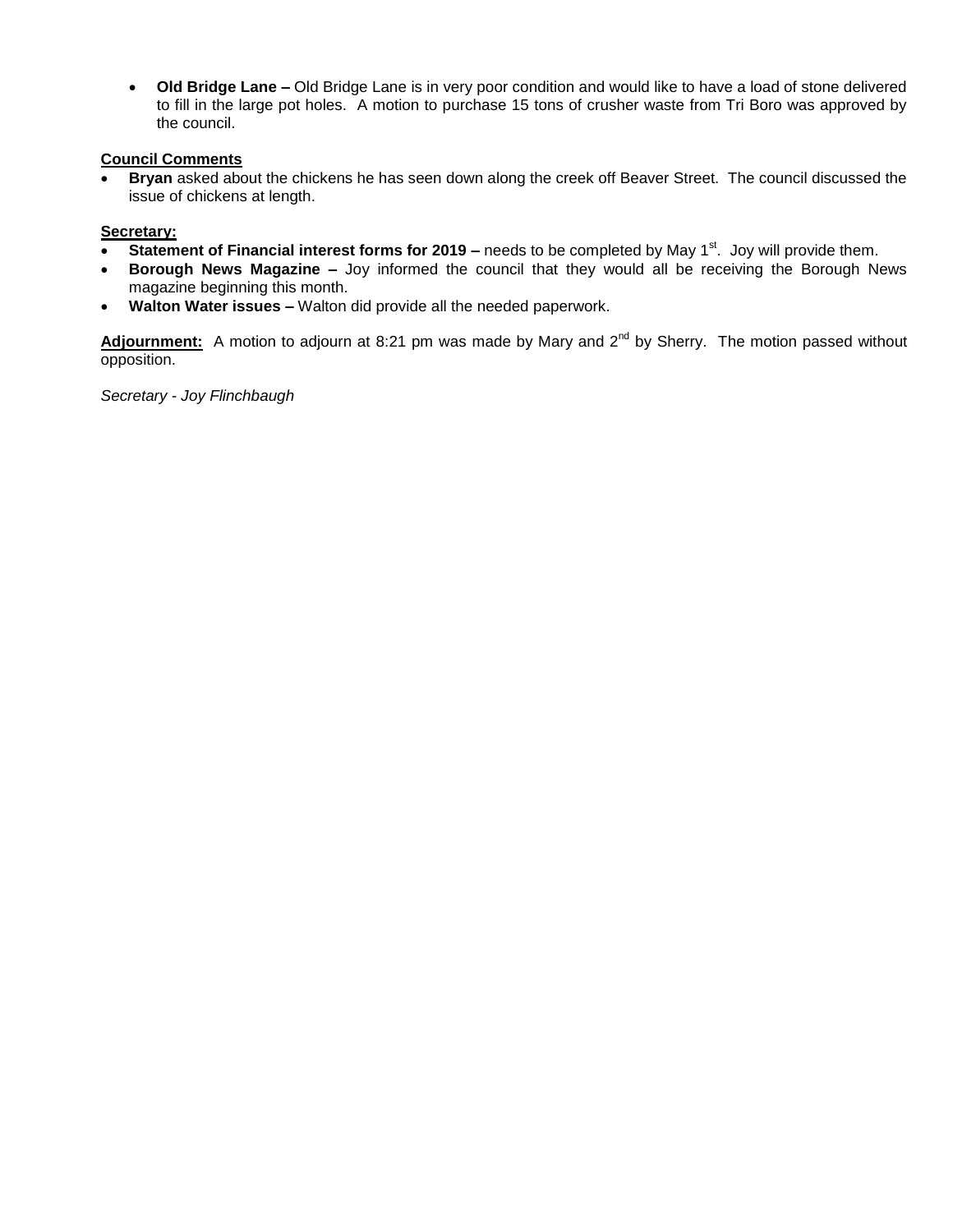- **Old Bridge Lane –** Old Bridge Lane is in very poor condition and would like to have a load of stone delivered to fill in the large pot holes. A motion to purchase 15 tons of crusher waste from Tri Boro was approved by the council.

**Council Comments**

- **Bryan** asked about the chickens he has seen down along the creek off Beaver Street. The council discussed the issue of chickens at length.

**Secretary:**

- **Statement of Financial interest forms for 2019 –** needs to be completed by May 1st. Joy will provide them.
- **Borough News Magazine –** Joy informed the council that they would all be receiving the Borough News magazine beginning this month.
- **Walton Water issues –** Walton did provide all the needed paperwork.

**Adjournment:** A motion to adjourn at 8:21 pm was made by Mary and 2nd by Sherry. The motion passed without opposition.

*Secretary - Joy Flinchbaugh*